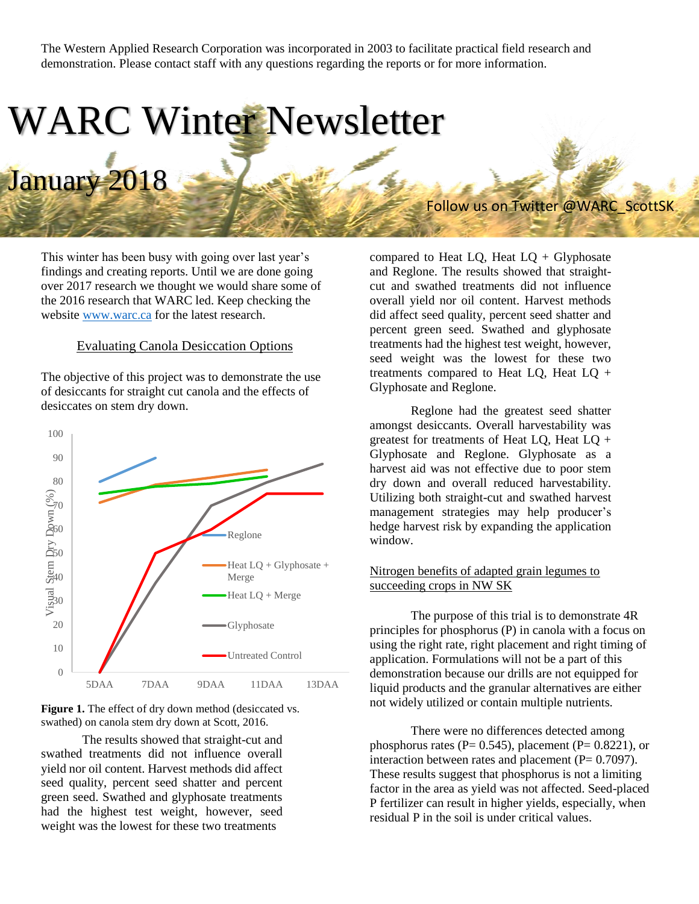The Western Applied Research Corporation was incorporated in 2003 to facilitate practical field research and demonstration. Please contact staff with any questions regarding the reports or for more information.

# WARC Winter Newsletter

## January 2018

Follow us on Twitter @WARC_ScottSK

This winter has been busy with going over last year's findings and creating reports. Until we are done going over 2017 research we thought we would share some of the 2016 research that WARC led. Keep checking the website [www.warc.ca](http://www.warc.ca) for the latest research.

### Evaluating Canola Desiccation Options

The objective of this project was to demonstrate the use of desiccants for straight cut canola and the effects of desiccates on stem dry down.

**Figure 1.** The effect of dry down method (desiccated vs. swathed) on canola stem dry down at Scott, 2016.

The results showed that straight-cut and swathed treatments did not influence overall yield nor oil content. Harvest methods did affect seed quality, percent seed shatter and percent green seed. Swathed and glyphosate treatments had the highest test weight, however, seed weight was the lowest for these two treatments compared to Heat LQ, Heat LQ + Glyphosate and Reglone. The results showed that straight-cut and swathed treatments did not influence overall yield nor oil content. Harvest methods did affect seed quality, percent seed shatter and percent green seed. Swathed and glyphosate treatments had the highest test weight, however, seed weight was the lowest for these two treatments compared to Heat LQ, Heat LQ + Glyphosate and Reglone.

Reglone had the greatest seed shatter amongst desiccants. Overall harvestability was greatest for treatments of Heat LQ, Heat LQ + Glyphosate and Reglone. Glyphosate as a harvest aid was not effective due to poor stem dry down and overall reduced harvestability. Utilizing both straight-cut and swathed harvest management strategies may help producer's hedge harvest risk by expanding the application window.

### Nitrogen benefits of adapted grain legumes to succeeding crops in NW SK

The purpose of this trial is to demonstrate 4R principles for phosphorus (P) in canola with a focus on using the right rate, right placement and right timing of application. Formulations will not be a part of this demonstration because our drills are not equipped for liquid products and the granular alternatives are either not widely utilized or contain multiple nutrients.

There were no differences detected among phosphorus rates ($P = 0.545$), placement ($P = 0.8221$), or interaction between rates and placement ($P = 0.7097$). These results suggest that phosphorus is not a limiting factor in the area as yield was not affected. Seed-placed P fertilizer can result in higher yields, especially, when residual P in the soil is under critical values.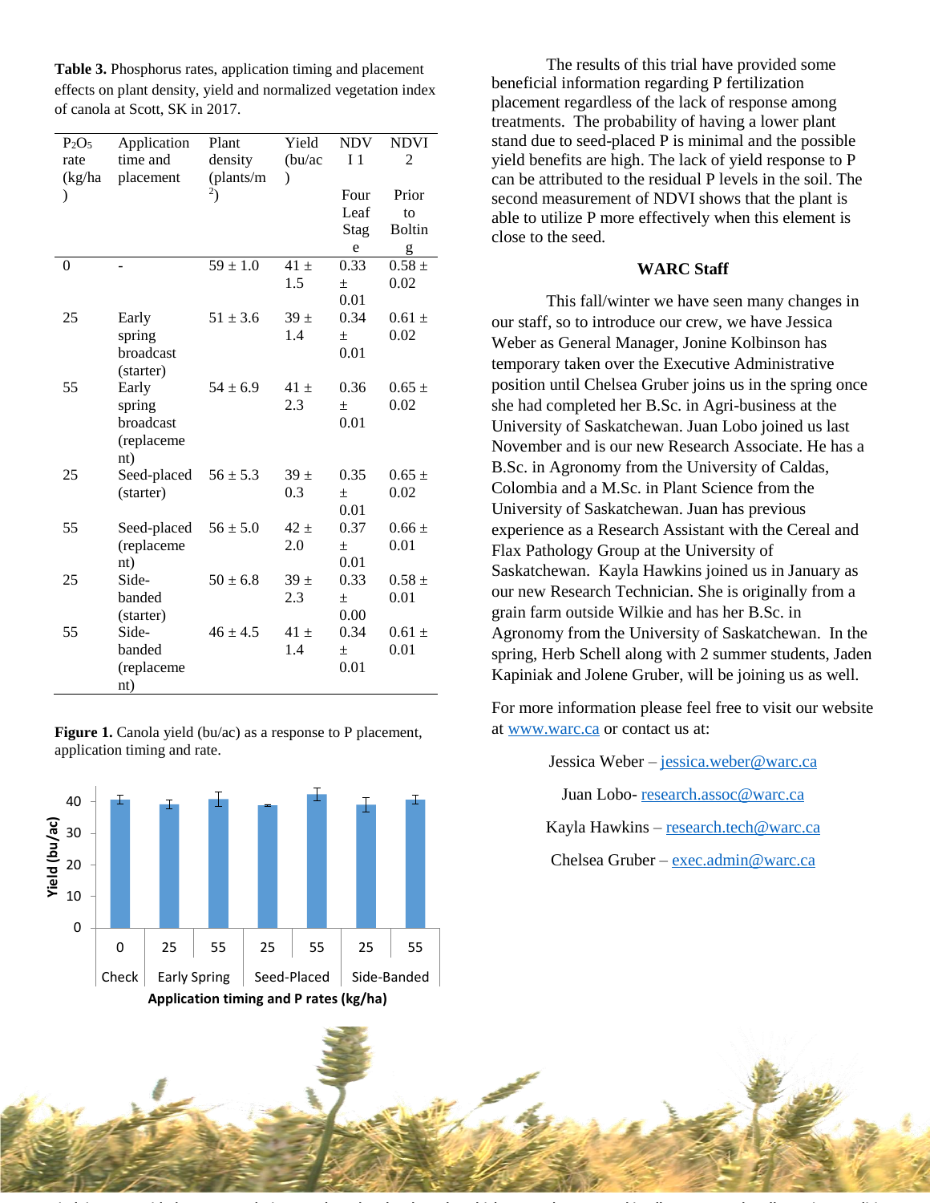**Table 3.** Phosphorus rates, application timing and placement effects on plant density, yield and normalized vegetation index of canola at Scott, SK in 2017.

| $P_2O_5$ rate (kg/ha) | Application time and placement | Plant density (plants/m$^2$) | Yield (bu/ac) | NDVI 1 | NDVI 2 |
|---|---|---|---|---|---|
| | | | | Four Leaf Stage | Prior to Bolting |
| 0 | - | 59 ± 1.0 | 41 ± 1.5 | 0.33 ± 0.01 | 0.58 ± 0.02 |
| 25 | Early spring broadcast (starter) | 51 ± 3.6 | 39 ± 1.4 | 0.34 ± 0.01 | 0.61 ± 0.02 |
| 55 | Early spring broadcast (replacement) | 54 ± 6.9 | 41 ± 2.3 | 0.36 ± 0.01 | 0.65 ± 0.02 |
| 25 | Seed-placed (starter) | 56 ± 5.3 | 39 ± 0.3 | 0.35 ± 0.01 | 0.65 ± 0.02 |
| 55 | Seed-placed (replacement) | 56 ± 5.0 | 42 ± 2.0 | 0.37 ± 0.01 | 0.66 ± 0.01 |
| 25 | Side-banded (starter) | 50 ± 6.8 | 39 ± 2.3 | 0.33 ± 0.00 | 0.58 ± 0.01 |
| 55 | Side-banded (replacement) | 46 ± 4.5 | 41 ± 1.4 | 0.34 ± 0.01 | 0.61 ± 0.01 |

**Figure 1.** Canola yield (bu/ac) as a response to P placement, application timing and rate.

Yield (bu/ac)
0
10
20
30
40
0 25 55 25 55 25 55
Check Early Spring Seed-Placed Side-Banded
Application timing and P rates (kg/ha)

The results of this trial have provided some beneficial information regarding P fertilization placement regardless of the lack of response among treatments. The probability of having a lower plant stand due to seed-placed P is minimal and the possible yield benefits are high. The lack of yield response to P can be attributed to the residual P levels in the soil. The second measurement of NDVI shows that the plant is able to utilize P more effectively when this element is close to the seed.

### WARC Staff

This fall/winter we have seen many changes in our staff, so to introduce our crew, we have Jessica Weber as General Manager, Jonine Kolbinson has temporary taken over the Executive Administrative position until Chelsea Gruber joins us in the spring once she had completed her B.Sc. in Agri-business at the University of Saskatchewan. Juan Lobo joined us last November and is our new Research Associate. He has a B.Sc. in Agronomy from the University of Caldas, Colombia and a M.Sc. in Plant Science from the University of Saskatchewan. Juan has previous experience as a Research Assistant with the Cereal and Flax Pathology Group at the University of Saskatchewan. Kayla Hawkins joined us in January as our new Research Technician. She is originally from a grain farm outside Wilkie and has her B.Sc. in Agronomy from the University of Saskatchewan. In the spring, Herb Schell along with 2 summer students, Jaden Kapiniak and Jolene Gruber, will be joining us as well.

For more information please feel free to visit our website at www.warc.ca or contact us at:

Jessica Weber – jessica.weber@warc.ca

Juan Lobo- research.assoc@warc.ca

Kayla Hawkins – research.tech@warc.ca

Chelsea Gruber – exec.admin@warc.ca